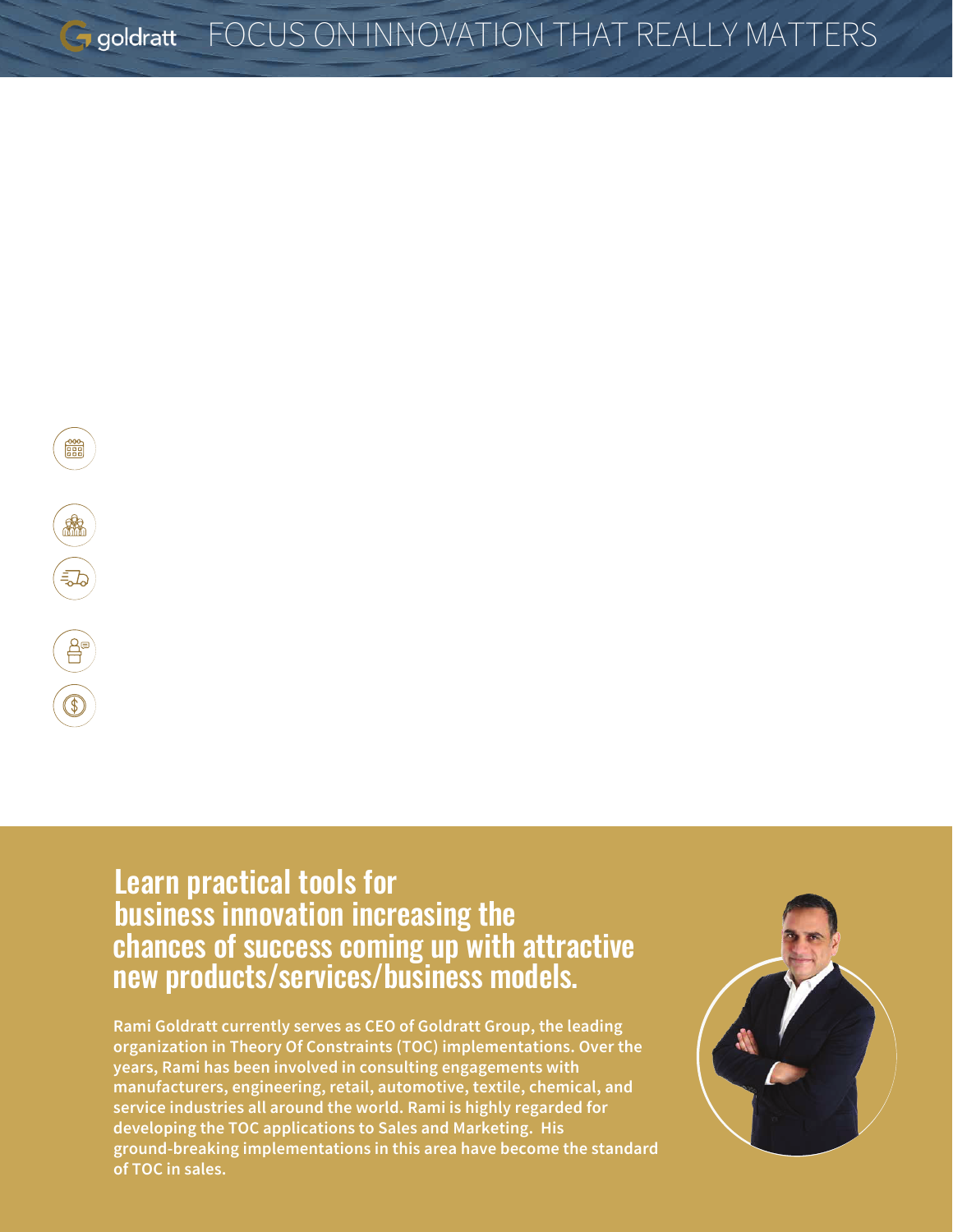# FOCUS ON INNOVATION THAT REALLY MATTERS

## Learn practical tools for business innovation increasing the chances of success coming up with attractive new products/services/business models.

**Rami Goldratt currently serves as CEO of Goldratt Group, the leading organization in Theory Of Constraints (TOC) implementations. Over the years, Rami has been involved in consulting engagements with manufacturers, engineering, retail, automotive, textile, chemical, and service industries all around the world. Rami is highly regarded for developing the TOC applications to Sales and Marketing. His ground-breaking implementations in this area have become the standard of TOC in sales.**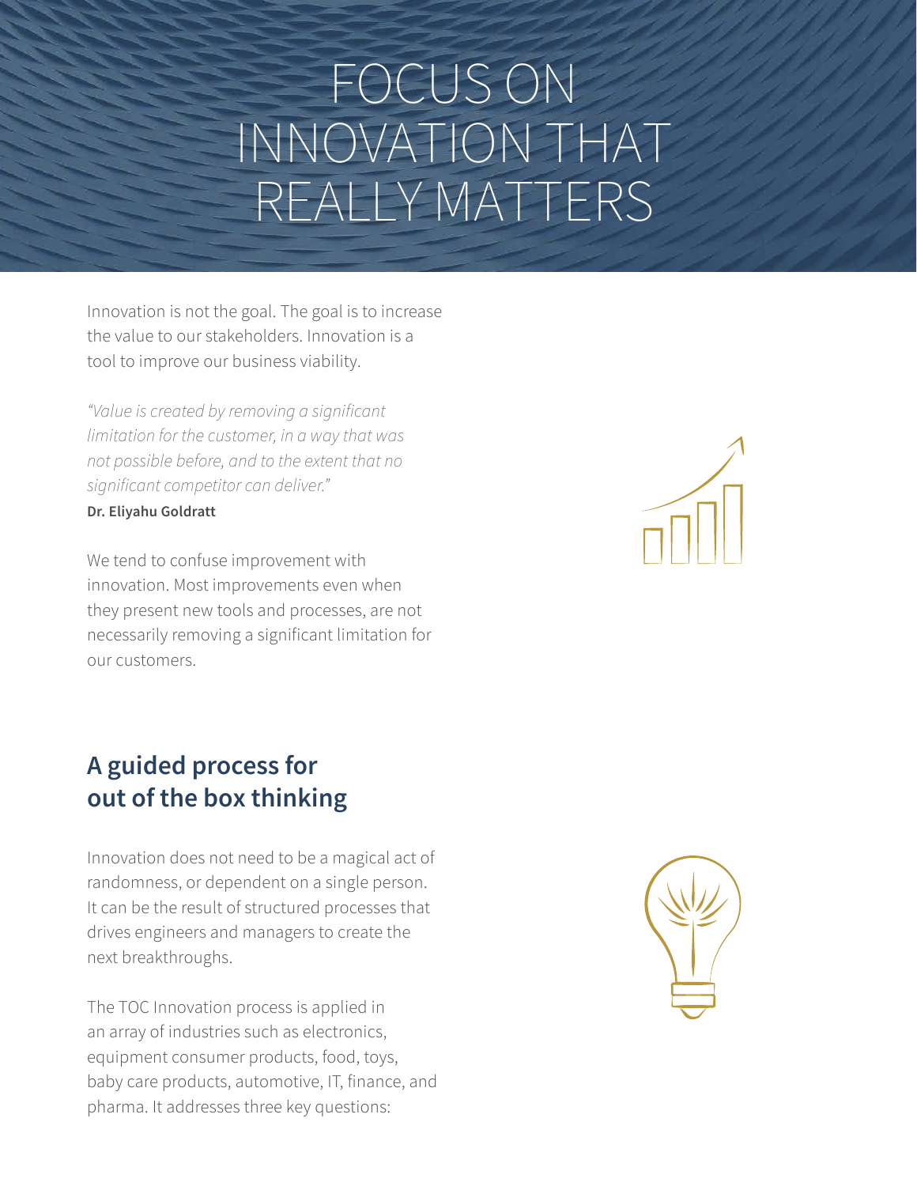# FOCUS ON INNOVATION THAT REALLY MATTERS

Innovation is not the goal. The goal is to increase the value to our stakeholders. Innovation is a tool to improve our business viability.

*"Value is created by removing a significant limitation for the customer, in a way that was not possible before, and to the extent that no significant competitor can deliver."*

**Dr. Eliyahu Goldratt**

We tend to confuse improvement with innovation. Most improvements even when they present new tools and processes, are not necessarily removing a significant limitation for our customers.

## A guided process for out of the box thinking

Innovation does not need to be a magical act of randomness, or dependent on a single person. It can be the result of structured processes that drives engineers and managers to create the next breakthroughs.

The TOC Innovation process is applied in an array of industries such as electronics, equipment consumer products, food, toys, baby care products, automotive, IT, finance, and pharma. It addresses three key questions: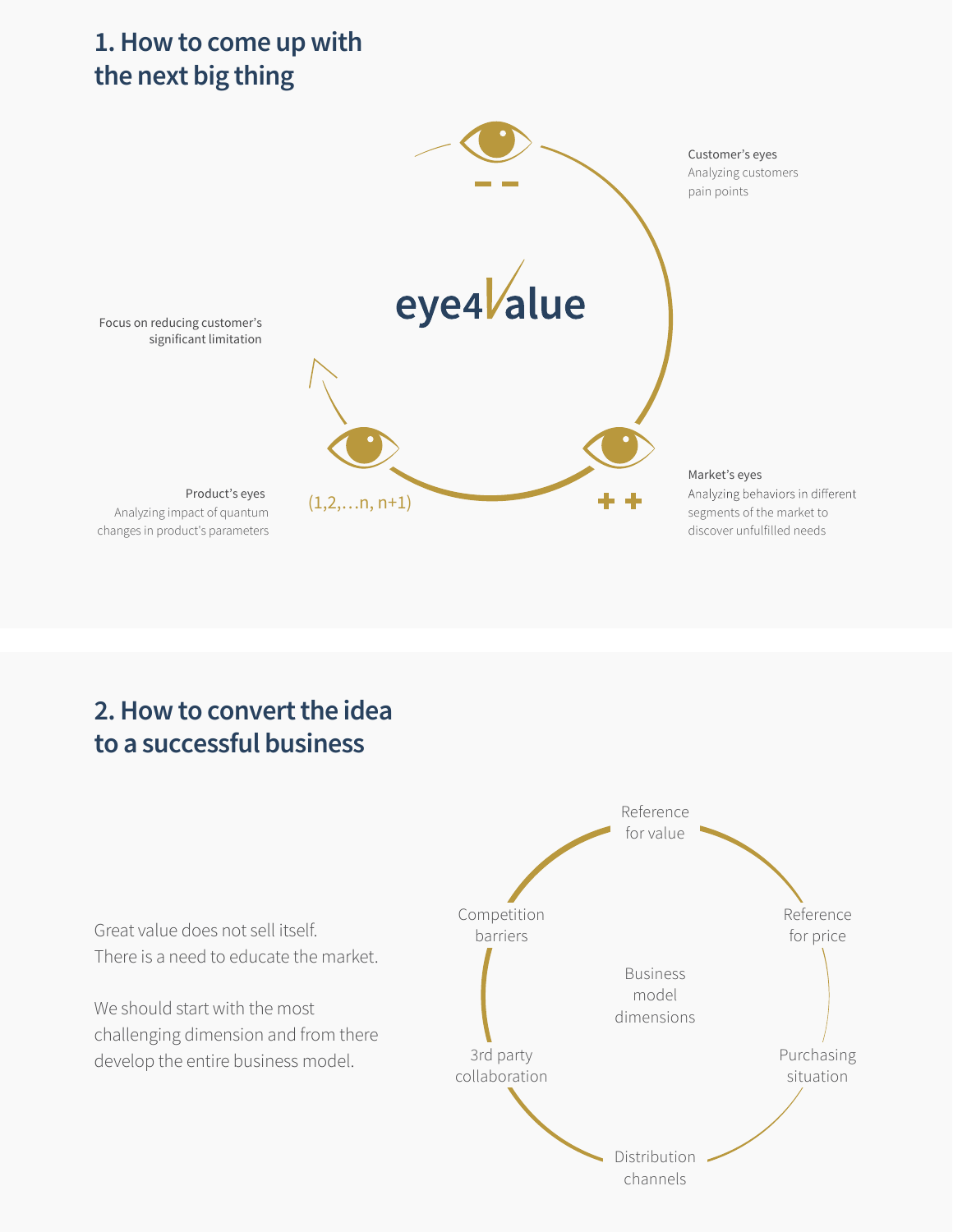## 1. How to come up with the next big thing

eye4Value

**Customer's eyes**
Analyzing customers pain points

**Market's eyes**
Analyzing behaviors in different segments of the market to discover unfulfilled needs

**Product's eyes**
Analyzing impact of quantum changes in product's parameters

(1,2,…n, n+1)

Focus on reducing customer's significant limitation

## 2. How to convert the idea to a successful business

Great value does not sell itself.
There is a need to educate the market.

We should start with the most challenging dimension and from there develop the entire business model.

Business model dimensions

- Reference for value
- Reference for price
- Purchasing situation
- Distribution channels
- 3rd party collaboration
- Competition barriers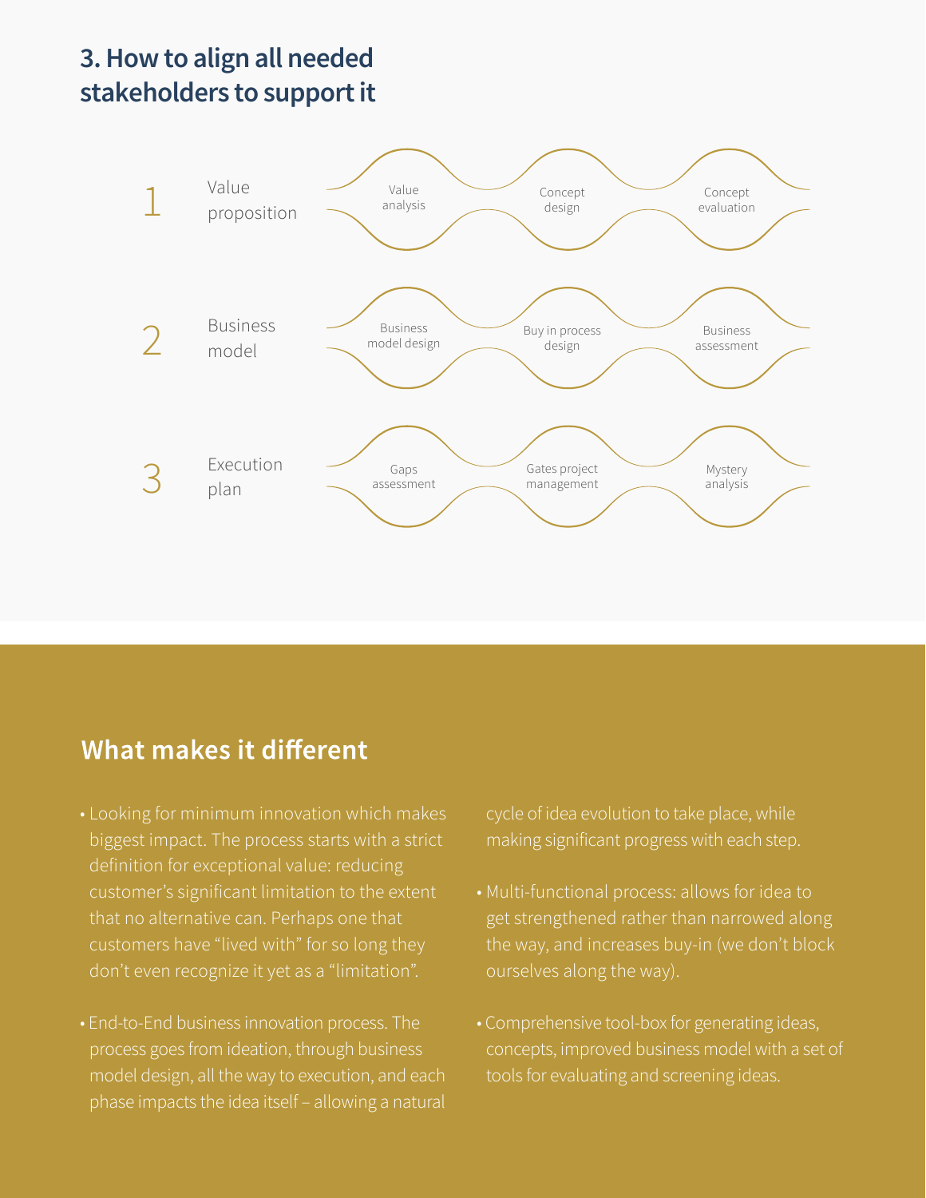## 3. How to align all needed stakeholders to support it

| | | | | |
|---|---|---|---|---|
| 1 | Value proposition | Value analysis | Concept design | Concept evaluation |
| 2 | Business model | Business model design | Buy in process design | Business assessment |
| 3 | Execution plan | Gaps assessment | Gates project management | Mystery analysis |

## What makes it different

- Looking for minimum innovation which makes biggest impact. The process starts with a strict definition for exceptional value: reducing customer's significant limitation to the extent that no alternative can. Perhaps one that customers have "lived with" for so long they don't even recognize it yet as a "limitation".
- End-to-End business innovation process. The process goes from ideation, through business model design, all the way to execution, and each phase impacts the idea itself – allowing a natural cycle of idea evolution to take place, while making significant progress with each step.
- Multi-functional process: allows for idea to get strengthened rather than narrowed along the way, and increases buy-in (we don't block ourselves along the way).
- Comprehensive tool-box for generating ideas, concepts, improved business model with a set of tools for evaluating and screening ideas.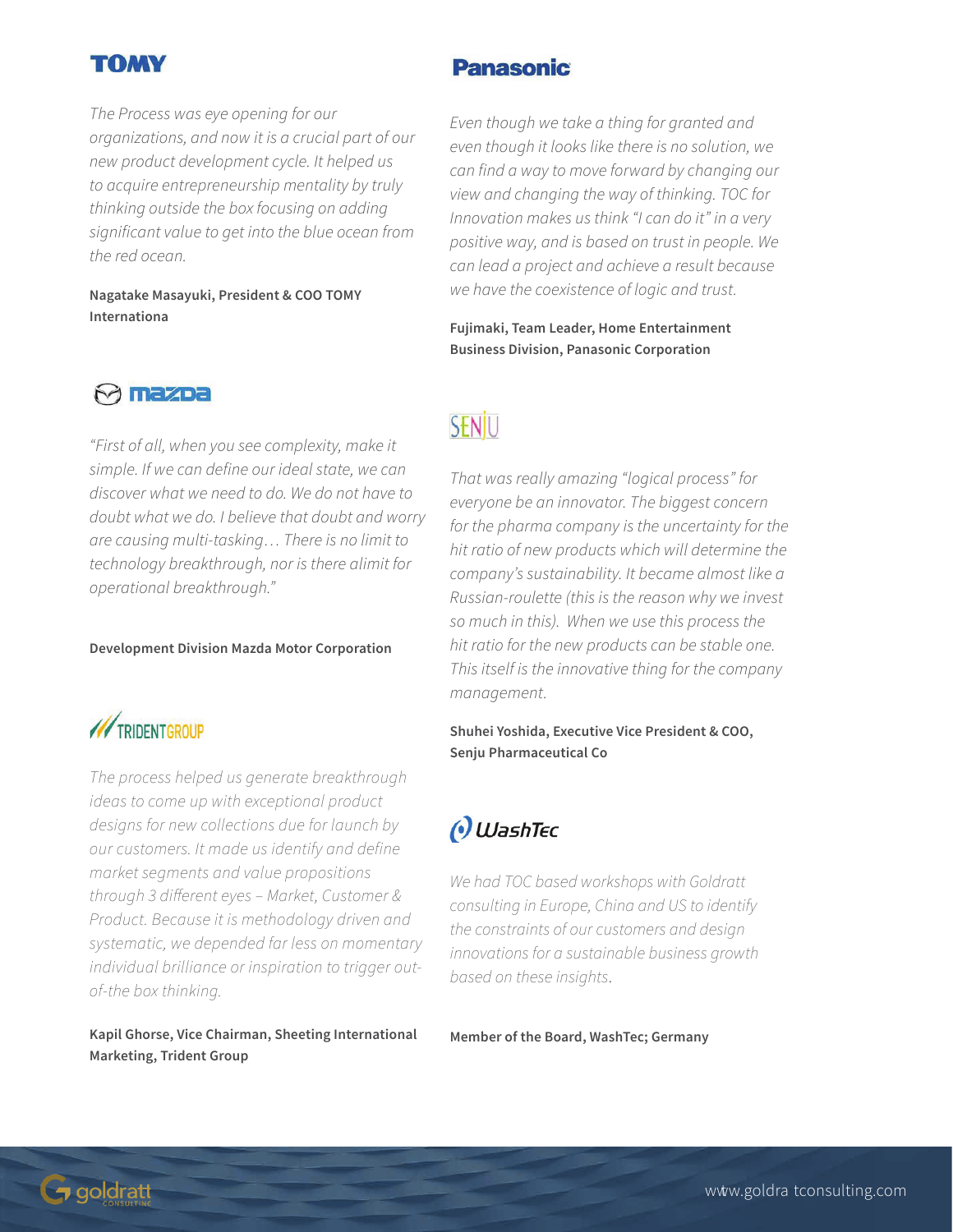## TOMY

*The Process was eye opening for our organizations, and now it is a crucial part of our new product development cycle. It helped us to acquire entrepreneurship mentality by truly thinking outside the box focusing on adding significant value to get into the blue ocean from the red ocean.*

**Nagatake Masayuki, President & COO TOMY Internationa**

## mazda

*"First of all, when you see complexity, make it simple. If we can define our ideal state, we can discover what we need to do. We do not have to doubt what we do. I believe that doubt and worry are causing multi-tasking… There is no limit to technology breakthrough, nor is there alimit for operational breakthrough."*

**Development Division Mazda Motor Corporation**

## TRIDENT GROUP

*The process helped us generate breakthrough ideas to come up with exceptional product designs for new collections due for launch by our customers. It made us identify and define market segments and value propositions through 3 different eyes – Market, Customer & Product. Because it is methodology driven and systematic, we depended far less on momentary individual brilliance or inspiration to trigger out-of-the box thinking.*

**Kapil Ghorse, Vice Chairman, Sheeting International Marketing, Trident Group**

## Panasonic

*Even though we take a thing for granted and even though it looks like there is no solution, we can find a way to move forward by changing our view and changing the way of thinking. TOC for Innovation makes us think "I can do it" in a very positive way, and is based on trust in people. We can lead a project and achieve a result because we have the coexistence of logic and trust.*

**Fujimaki, Team Leader, Home Entertainment Business Division, Panasonic Corporation**

## SENJU

*That was really amazing "logical process" for everyone be an innovator. The biggest concern for the pharma company is the uncertainty for the hit ratio of new products which will determine the company's sustainability. It became almost like a Russian-roulette (this is the reason why we invest so much in this). When we use this process the hit ratio for the new products can be stable one. This itself is the innovative thing for the company management.*

**Shuhei Yoshida, Executive Vice President & COO, Senju Pharmaceutical Co**

## WashTec

*We had TOC based workshops with Goldratt consulting in Europe, China and US to identify the constraints of our customers and design innovations for a sustainable business growth based on these insights.*

**Member of the Board, WashTec; Germany**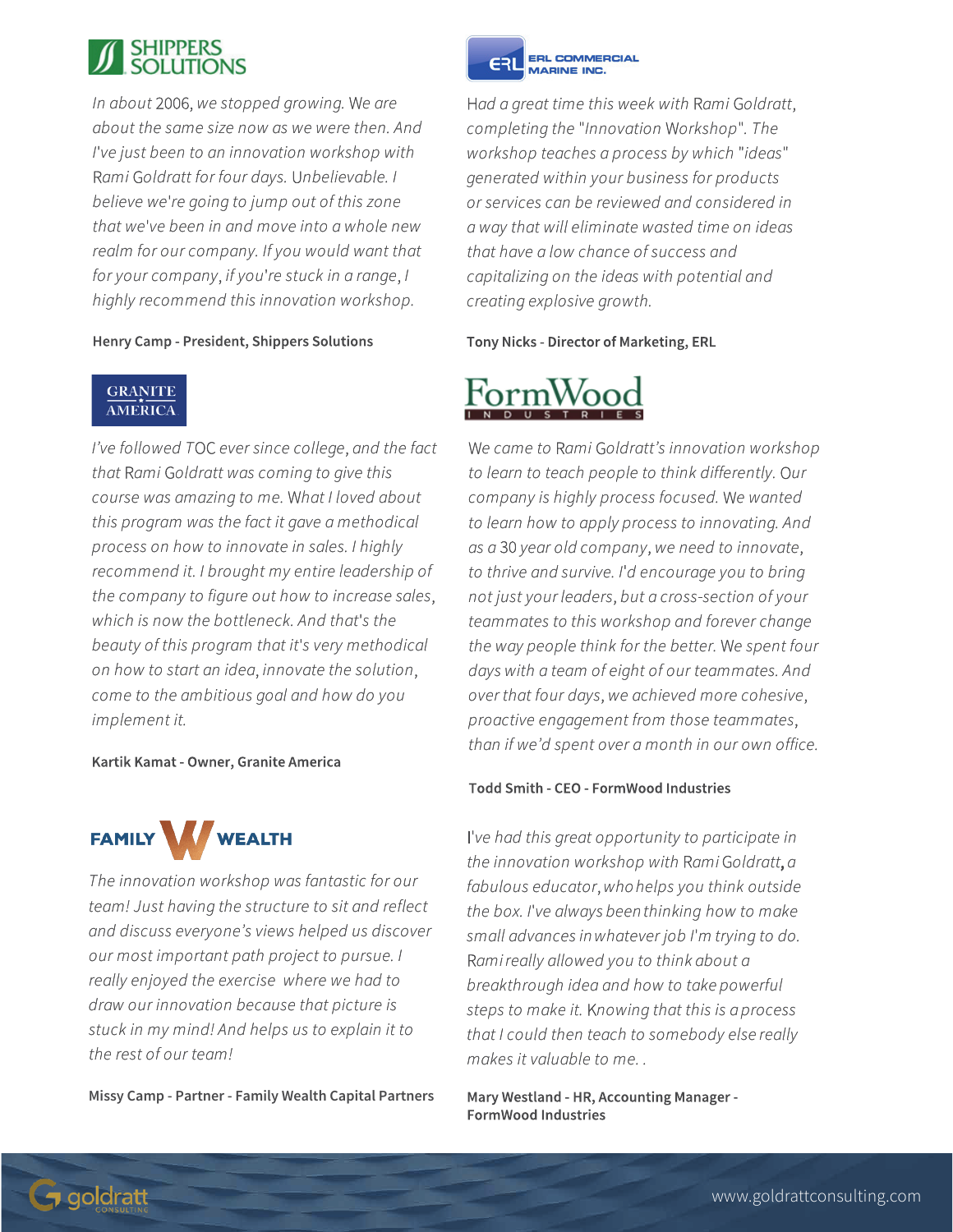**SHIPPERS SOLUTIONS**

*In about 2006, we stopped growing. We are about the same size now as we were then. And I've just been to an innovation workshop with Rami Goldratt for four days. Unbelievable. I believe we're going to jump out of this zone that we've been in and move into a whole new realm for our company. If you would want that for your company, if you're stuck in a range, I highly recommend this innovation workshop.*

**Henry Camp - President, Shippers Solutions**

**GRANITE AMERICA**

*I've followed TOC ever since college, and the fact that Rami Goldratt was coming to give this course was amazing to me. What I loved about this program was the fact it gave a methodical process on how to innovate in sales. I highly recommend it. I brought my entire leadership of the company to figure out how to increase sales, which is now the bottleneck. And that's the beauty of this program that it's very methodical on how to start an idea, innovate the solution, come to the ambitious goal and how do you implement it.*

**Kartik Kamat - Owner, Granite America**

**FAMILY WEALTH**

*The innovation workshop was fantastic for our team! Just having the structure to sit and reflect and discuss everyone's views helped us discover our most important path project to pursue. I really enjoyed the exercise where we had to draw our innovation because that picture is stuck in my mind! And helps us to explain it to the rest of our team!*

**Missy Camp - Partner - Family Wealth Capital Partners**

**ERL COMMERCIAL MARINE INC.**

*Had a great time this week with Rami Goldratt, completing the "Innovation Workshop". The workshop teaches a process by which "ideas" generated within your business for products or services can be reviewed and considered in a way that will eliminate wasted time on ideas that have a low chance of success and capitalizing on the ideas with potential and creating explosive growth.*

**Tony Nicks - Director of Marketing, ERL**

**FormWood INDUSTRIES**

*We came to Rami Goldratt's innovation workshop to learn to teach people to think differently. Our company is highly process focused. We wanted to learn how to apply process to innovating. And as a 30 year old company, we need to innovate, to thrive and survive. I'd encourage you to bring not just your leaders, but a cross-section of your teammates to this workshop and forever change the way people think for the better. We spent four days with a team of eight of our teammates. And over that four days, we achieved more cohesive, proactive engagement from those teammates, than if we'd spent over a month in our own office.*

**Todd Smith - CEO - FormWood Industries**

*I've had this great opportunity to participate in the innovation workshop with Rami Goldratt, a fabulous educator, who helps you think outside the box. I've always been thinking how to make small advances in whatever job I'm trying to do. Rami really allowed you to think about a breakthrough idea and how to take powerful steps to make it. Knowing that this is a process that I could then teach to somebody else really makes it valuable to me. .*

**Mary Westland - HR, Accounting Manager - FormWood Industries**